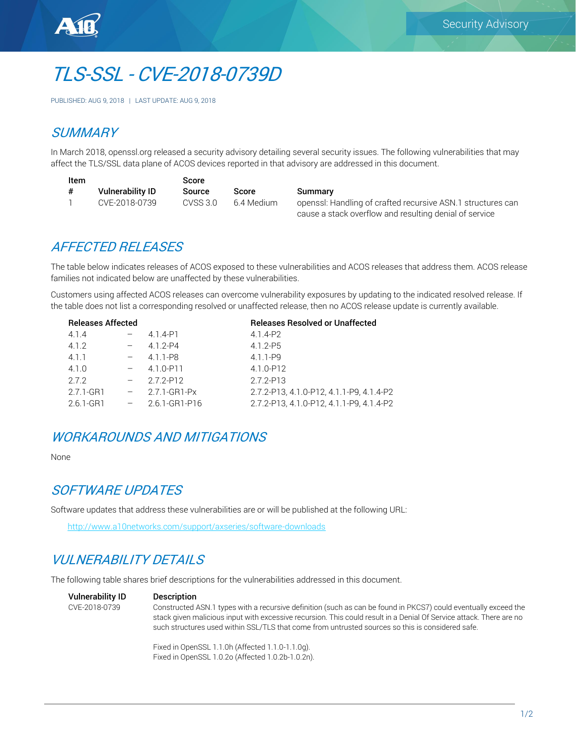# TLS-SSL - CVE-2018-0739D

PUBLISHED: AUG 9, 2018 | LAST UPDATE: AUG 9, 2018

## SUMMARY

In March 2018, openssl.org released a security advisory detailing several security issues. The following vulnerabilities that may affect the TLS/SSL data plane of ACOS devices reported in that advisory are addressed in this document.

| Item # | Vulnerability ID | Score Source | Score | Summary |
|---|---|---|---|---|
| 1 | CVE-2018-0739 | CVSS 3.0 | 6.4 Medium | openssl: Handling of crafted recursive ASN.1 structures can cause a stack overflow and resulting denial of service |

## AFFECTED RELEASES

The table below indicates releases of ACOS exposed to these vulnerabilities and ACOS releases that address them. ACOS release families not indicated below are unaffected by these vulnerabilities.

Customers using affected ACOS releases can overcome vulnerability exposures by updating to the indicated resolved release. If the table does not list a corresponding resolved or unaffected release, then no ACOS release update is currently available.

| Releases Affected | | | Releases Resolved or Unaffected |
|---|---|---|---|
| 4.1.4 | – | 4.1.4-P1 | 4.1.4-P2 |
| 4.1.2 | – | 4.1.2-P4 | 4.1.2-P5 |
| 4.1.1 | – | 4.1.1-P8 | 4.1.1-P9 |
| 4.1.0 | – | 4.1.0-P11 | 4.1.0-P12 |
| 2.7.2 | – | 2.7.2-P12 | 2.7.2-P13 |
| 2.7.1-GR1 | – | 2.7.1-GR1-Px | 2.7.2-P13, 4.1.0-P12, 4.1.1-P9, 4.1.4-P2 |
| 2.6.1-GR1 | – | 2.6.1-GR1-P16 | 2.7.2-P13, 4.1.0-P12, 4.1.1-P9, 4.1.4-P2 |

## WORKAROUNDS AND MITIGATIONS

None

## SOFTWARE UPDATES

Software updates that address these vulnerabilities are or will be published at the following URL:

http://www.a10networks.com/support/axseries/software-downloads

## VULNERABILITY DETAILS

The following table shares brief descriptions for the vulnerabilities addressed in this document.

| Vulnerability ID | Description |
|---|---|
| CVE-2018-0739 | Constructed ASN.1 types with a recursive definition (such as can be found in PKCS7) could eventually exceed the stack given malicious input with excessive recursion. This could result in a Denial Of Service attack. There are no such structures used within SSL/TLS that come from untrusted sources so this is considered safe.<br><br>Fixed in OpenSSL 1.1.0h (Affected 1.1.0-1.1.0g).<br>Fixed in OpenSSL 1.0.2o (Affected 1.0.2b-1.0.2n). |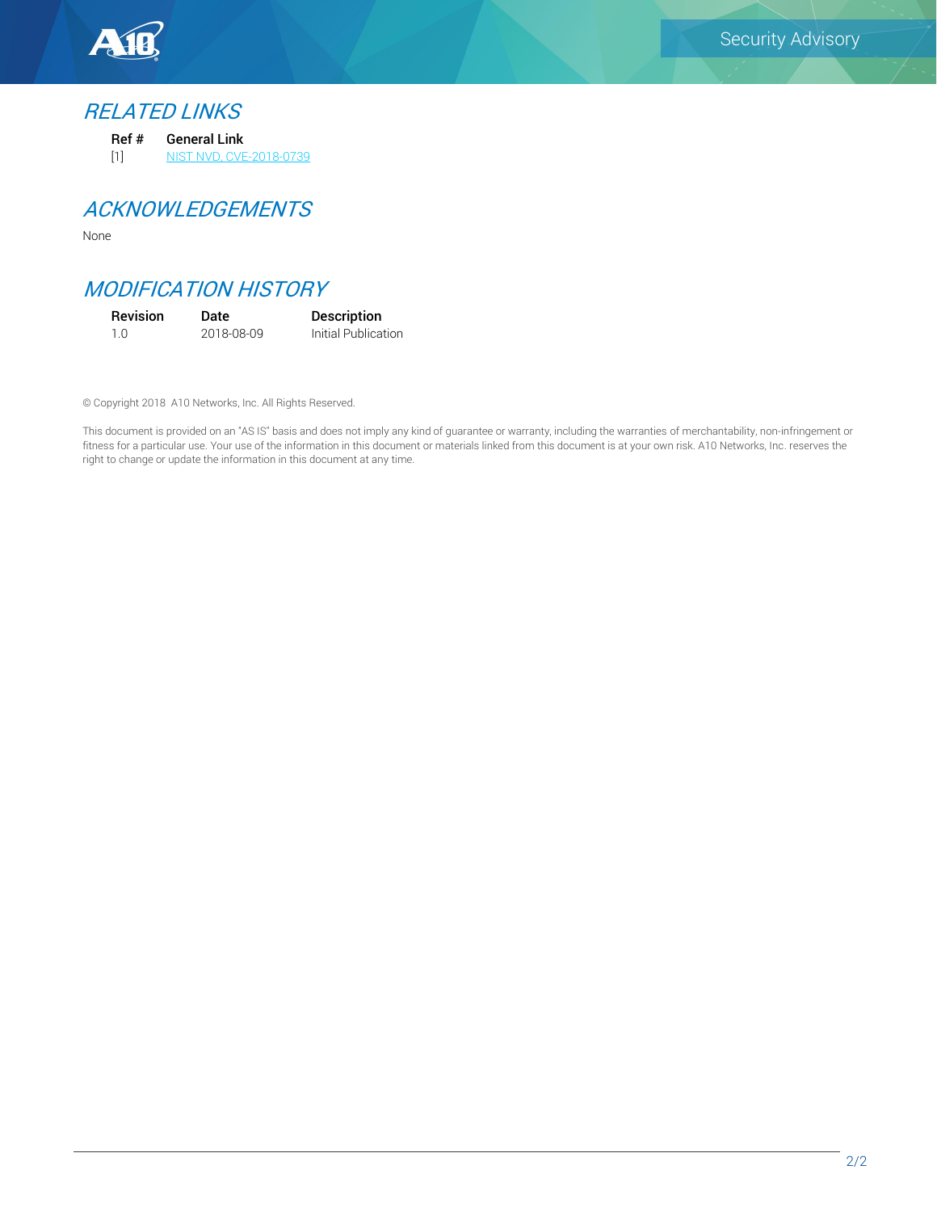## *RELATED LINKS*

| Ref # | General Link |
| --- | --- |
| [1] | NIST NVD, CVE-2018-0739 |

## *ACKNOWLEDGEMENTS*

None

## *MODIFICATION HISTORY*

| Revision | Date | Description |
| --- | --- | --- |
| 1.0 | 2018-08-09 | Initial Publication |

© Copyright 2018 A10 Networks, Inc. All Rights Reserved.

This document is provided on an "AS IS" basis and does not imply any kind of guarantee or warranty, including the warranties of merchantability, non-infringement or fitness for a particular use. Your use of the information in this document or materials linked from this document is at your own risk. A10 Networks, Inc. reserves the right to change or update the information in this document at any time.